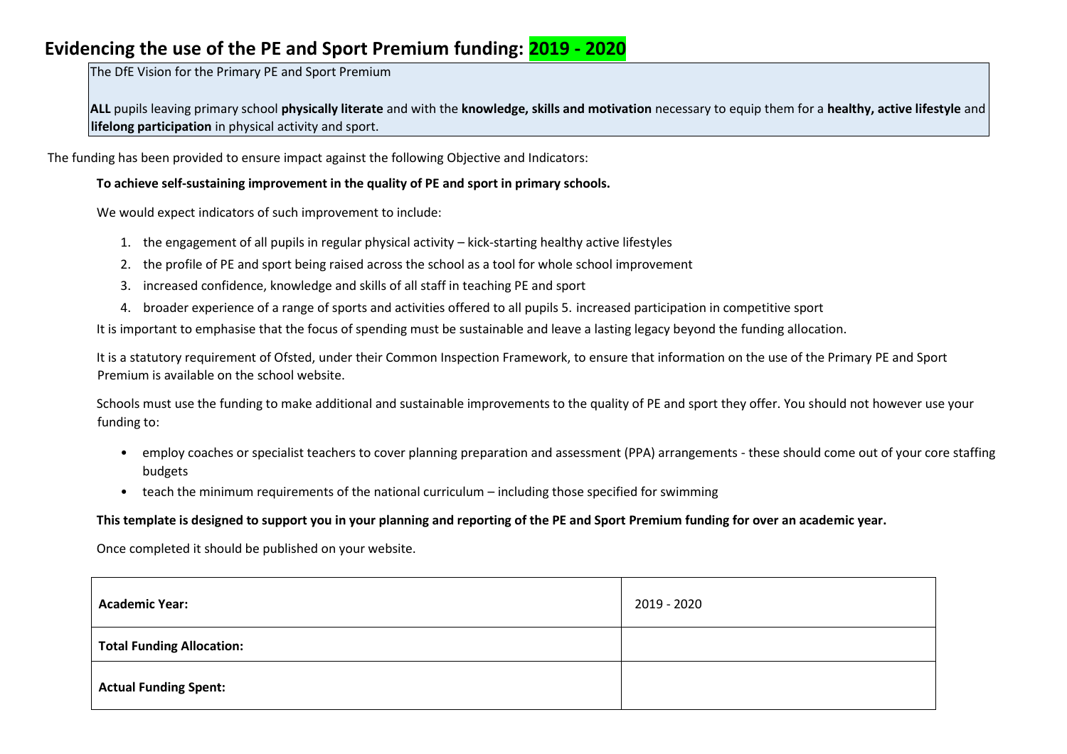# Evidencing the use of the PE and Sport Premium funding: 2019 - 2020

The DfE Vision for the Primary PE and Sport Premium

**ALL** pupils leaving primary school **physically literate** and with the **knowledge, skills and motivation** necessary to equip them for a **healthy, active lifestyle** and **lifelong participation** in physical activity and sport.

The funding has been provided to ensure impact against the following Objective and Indicators:

**To achieve self-sustaining improvement in the quality of PE and sport in primary schools.**

We would expect indicators of such improvement to include:

1. the engagement of all pupils in regular physical activity – kick-starting healthy active lifestyles
2. the profile of PE and sport being raised across the school as a tool for whole school improvement
3. increased confidence, knowledge and skills of all staff in teaching PE and sport
4. broader experience of a range of sports and activities offered to all pupils 5. increased participation in competitive sport

It is important to emphasise that the focus of spending must be sustainable and leave a lasting legacy beyond the funding allocation.

It is a statutory requirement of Ofsted, under their Common Inspection Framework, to ensure that information on the use of the Primary PE and Sport Premium is available on the school website.

Schools must use the funding to make additional and sustainable improvements to the quality of PE and sport they offer. You should not however use your funding to:

- employ coaches or specialist teachers to cover planning preparation and assessment (PPA) arrangements - these should come out of your core staffing budgets
- teach the minimum requirements of the national curriculum – including those specified for swimming

**This template is designed to support you in your planning and reporting of the PE and Sport Premium funding for over an academic year.**

Once completed it should be published on your website.

| **Academic Year:** | 2019 - 2020 |
|---|---|
| **Total Funding Allocation:** | |
| **Actual Funding Spent:** | |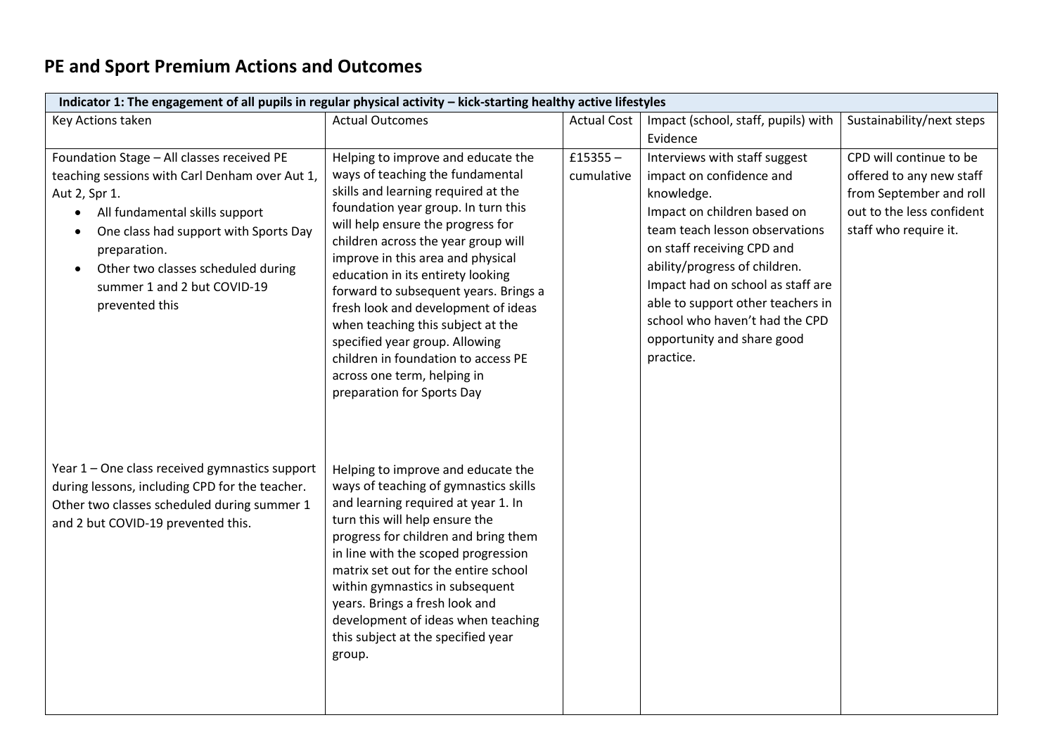# PE and Sport Premium Actions and Outcomes

| Indicator 1: The engagement of all pupils in regular physical activity – kick-starting healthy active lifestyles | | | | |
|---|---|---|---|---|
| Key Actions taken | Actual Outcomes | Actual Cost | Impact (school, staff, pupils) with Evidence | Sustainability/next steps |
| Foundation Stage – All classes received PE teaching sessions with Carl Denham over Aut 1, Aut 2, Spr 1.<br>• All fundamental skills support<br>• One class had support with Sports Day preparation.<br>• Other two classes scheduled during summer 1 and 2 but COVID-19 prevented this | Helping to improve and educate the ways of teaching the fundamental skills and learning required at the foundation year group. In turn this will help ensure the progress for children across the year group will improve in this area and physical education in its entirety looking forward to subsequent years. Brings a fresh look and development of ideas when teaching this subject at the specified year group. Allowing children in foundation to access PE across one term, helping in preparation for Sports Day | £15355 – cumulative | Interviews with staff suggest impact on confidence and knowledge.<br>Impact on children based on team teach lesson observations on staff receiving CPD and ability/progress of children.<br>Impact had on school as staff are able to support other teachers in school who haven't had the CPD opportunity and share good practice. | CPD will continue to be offered to any new staff from September and roll out to the less confident staff who require it. |
| Year 1 – One class received gymnastics support during lessons, including CPD for the teacher. Other two classes scheduled during summer 1 and 2 but COVID-19 prevented this. | Helping to improve and educate the ways of teaching of gymnastics skills and learning required at year 1. In turn this will help ensure the progress for children and bring them in line with the scoped progression matrix set out for the entire school within gymnastics in subsequent years. Brings a fresh look and development of ideas when teaching this subject at the specified year group. | | | |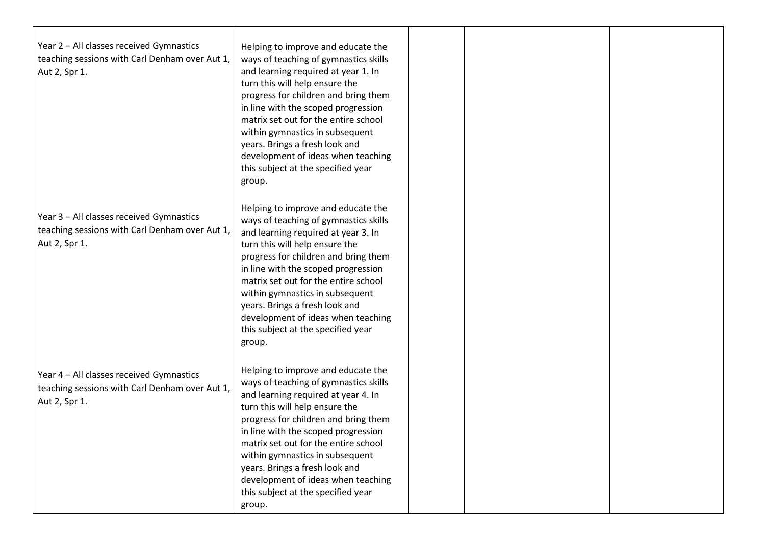| | | | | |
|---|---|---|---|---|
| Year 2 – All classes received Gymnastics teaching sessions with Carl Denham over Aut 1, Aut 2, Spr 1. | Helping to improve and educate the ways of teaching of gymnastics skills and learning required at year 1. In turn this will help ensure the progress for children and bring them in line with the scoped progression matrix set out for the entire school within gymnastics in subsequent years. Brings a fresh look and development of ideas when teaching this subject at the specified year group. | | | |
| Year 3 – All classes received Gymnastics teaching sessions with Carl Denham over Aut 1, Aut 2, Spr 1. | Helping to improve and educate the ways of teaching of gymnastics skills and learning required at year 3. In turn this will help ensure the progress for children and bring them in line with the scoped progression matrix set out for the entire school within gymnastics in subsequent years. Brings a fresh look and development of ideas when teaching this subject at the specified year group. | | | |
| Year 4 – All classes received Gymnastics teaching sessions with Carl Denham over Aut 1, Aut 2, Spr 1. | Helping to improve and educate the ways of teaching of gymnastics skills and learning required at year 4. In turn this will help ensure the progress for children and bring them in line with the scoped progression matrix set out for the entire school within gymnastics in subsequent years. Brings a fresh look and development of ideas when teaching this subject at the specified year group. | | | |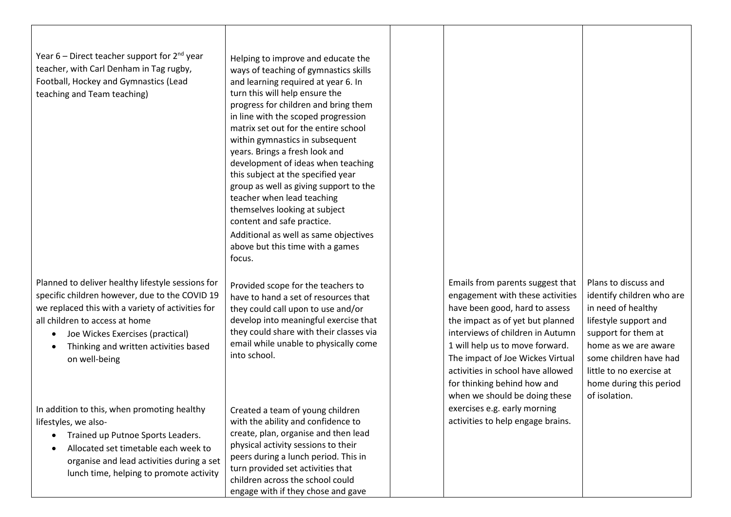| | | | | |
|---|---|---|---|---|
| Year 6 – Direct teacher support for 2nd year teacher, with Carl Denham in Tag rugby, Football, Hockey and Gymnastics (Lead teaching and Team teaching) | Helping to improve and educate the ways of teaching of gymnastics skills and learning required at year 6. In turn this will help ensure the progress for children and bring them in line with the scoped progression matrix set out for the entire school within gymnastics in subsequent years. Brings a fresh look and development of ideas when teaching this subject at the specified year group as well as giving support to the teacher when lead teaching themselves looking at subject content and safe practice.<br>Additional as well as same objectives above but this time with a games focus. | | | |
| Planned to deliver healthy lifestyle sessions for specific children however, due to the COVID 19 we replaced this with a variety of activities for all children to access at home<br>• Joe Wickes Exercises (practical)<br>• Thinking and written activities based on well-being<br><br>In addition to this, when promoting healthy lifestyles, we also-<br>• Trained up Putnoe Sports Leaders.<br>• Allocated set timetable each week to organise and lead activities during a set lunch time, helping to promote activity | Provided scope for the teachers to have to hand a set of resources that they could call upon to use and/or develop into meaningful exercise that they could share with their classes via email while unable to physically come into school.<br><br>Created a team of young children with the ability and confidence to create, plan, organise and then lead physical activity sessions to their peers during a lunch period. This in turn provided set activities that children across the school could engage with if they chose and gave | | Emails from parents suggest that engagement with these activities have been good, hard to assess the impact as of yet but planned interviews of children in Autumn 1 will help us to move forward. The impact of Joe Wickes Virtual activities in school have allowed for thinking behind how and when we should be doing these exercises e.g. early morning activities to help engage brains. | Plans to discuss and identify children who are in need of healthy lifestyle support and support for them at home as we are aware some children have had little to no exercise at home during this period of isolation. |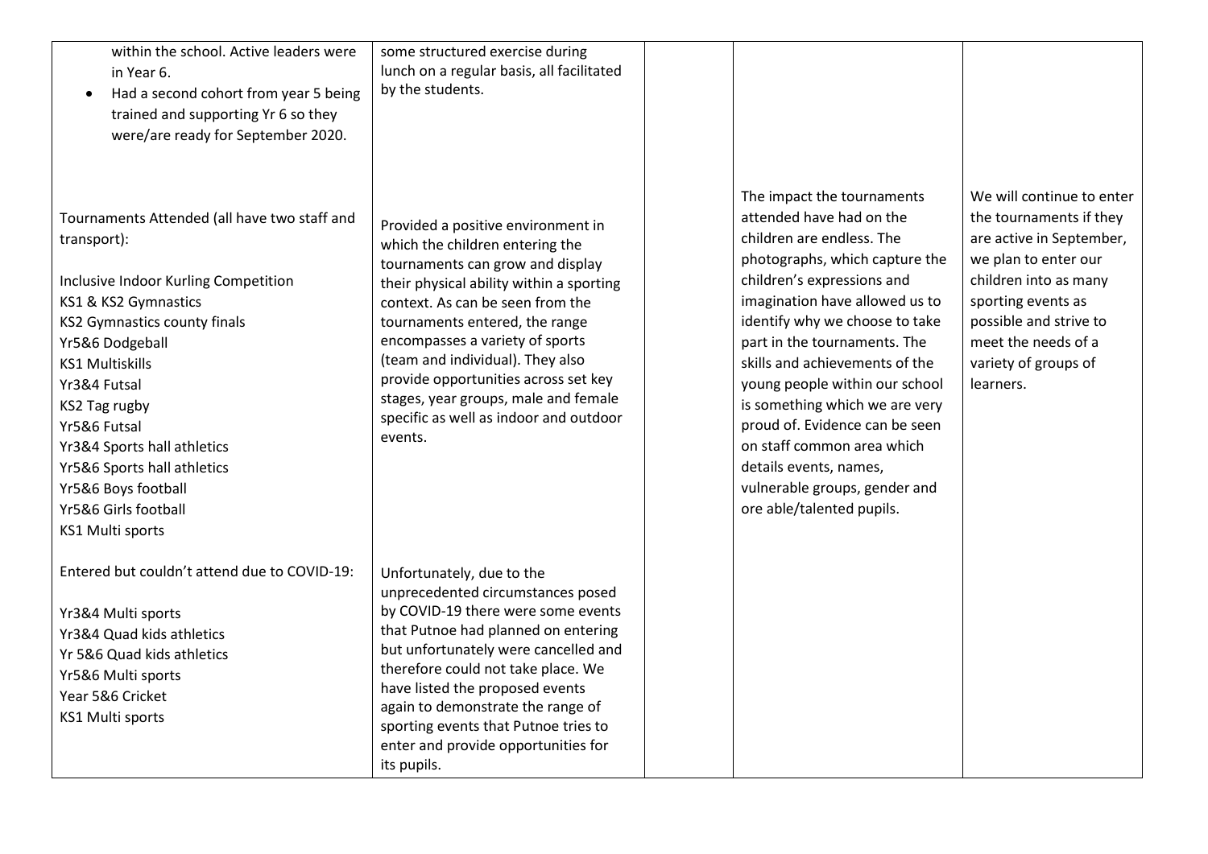| | | | | |
|---|---|---|---|---|
| within the school. Active leaders were in Year 6.<br>• Had a second cohort from year 5 being trained and supporting Yr 6 so they were/are ready for September 2020. | some structured exercise during lunch on a regular basis, all facilitated by the students. | | | |
| Tournaments Attended (all have two staff and transport):<br><br>Inclusive Indoor Kurling Competition<br>KS1 & KS2 Gymnastics<br>KS2 Gymnastics county finals<br>Yr5&6 Dodgeball<br>KS1 Multiskills<br>Yr3&4 Futsal<br>KS2 Tag rugby<br>Yr5&6 Futsal<br>Yr3&4 Sports hall athletics<br>Yr5&6 Sports hall athletics<br>Yr5&6 Boys football<br>Yr5&6 Girls football<br>KS1 Multi sports | Provided a positive environment in which the children entering the tournaments can grow and display their physical ability within a sporting context. As can be seen from the tournaments entered, the range encompasses a variety of sports (team and individual). They also provide opportunities across set key stages, year groups, male and female specific as well as indoor and outdoor events. | | The impact the tournaments attended have had on the children are endless. The photographs, which capture the children's expressions and imagination have allowed us to identify why we choose to take part in the tournaments. The skills and achievements of the young people within our school is something which we are very proud of. Evidence can be seen on staff common area which details events, names, vulnerable groups, gender and ore able/talented pupils. | We will continue to enter the tournaments if they are active in September, we plan to enter our children into as many sporting events as possible and strive to meet the needs of a variety of groups of learners. |
| Entered but couldn't attend due to COVID-19:<br><br>Yr3&4 Multi sports<br>Yr3&4 Quad kids athletics<br>Yr 5&6 Quad kids athletics<br>Yr5&6 Multi sports<br>Year 5&6 Cricket<br>KS1 Multi sports | Unfortunately, due to the unprecedented circumstances posed by COVID-19 there were some events that Putnoe had planned on entering but unfortunately were cancelled and therefore could not take place. We have listed the proposed events again to demonstrate the range of sporting events that Putnoe tries to enter and provide opportunities for its pupils. | | | |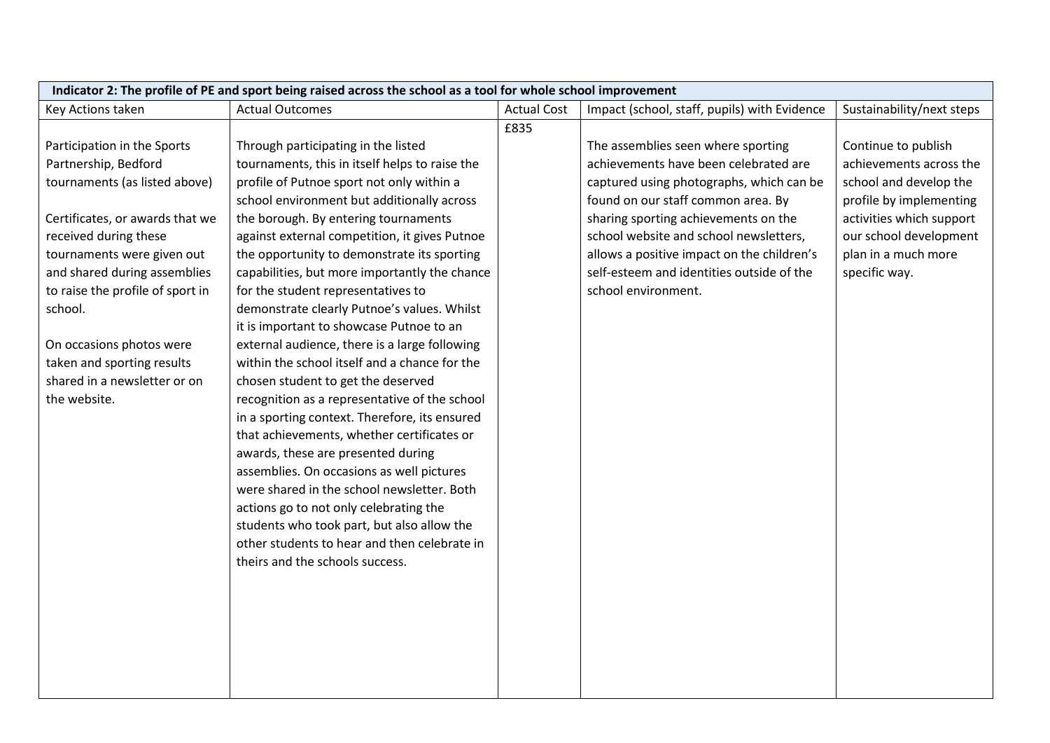| Indicator 2: The profile of PE and sport being raised across the school as a tool for whole school improvement | | | | |
|---|---|---|---|---|
| Key Actions taken | Actual Outcomes | Actual Cost | Impact (school, staff, pupils) with Evidence | Sustainability/next steps |
| Participation in the Sports Partnership, Bedford tournaments (as listed above)<br><br>Certificates, or awards that we received during these tournaments were given out and shared during assemblies to raise the profile of sport in school.<br><br>On occasions photos were taken and sporting results shared in a newsletter or on the website. | Through participating in the listed tournaments, this in itself helps to raise the profile of Putnoe sport not only within a school environment but additionally across the borough. By entering tournaments against external competition, it gives Putnoe the opportunity to demonstrate its sporting capabilities, but more importantly the chance for the student representatives to demonstrate clearly Putnoe's values. Whilst it is important to showcase Putnoe to an external audience, there is a large following within the school itself and a chance for the chosen student to get the deserved recognition as a representative of the school in a sporting context. Therefore, its ensured that achievements, whether certificates or awards, these are presented during assemblies. On occasions as well pictures were shared in the school newsletter. Both actions go to not only celebrating the students who took part, but also allow the other students to hear and then celebrate in theirs and the schools success. | £835 | The assemblies seen where sporting achievements have been celebrated are captured using photographs, which can be found on our staff common area. By sharing sporting achievements on the school website and school newsletters, allows a positive impact on the children's self-esteem and identities outside of the school environment. | Continue to publish achievements across the school and develop the profile by implementing activities which support our school development plan in a much more specific way. |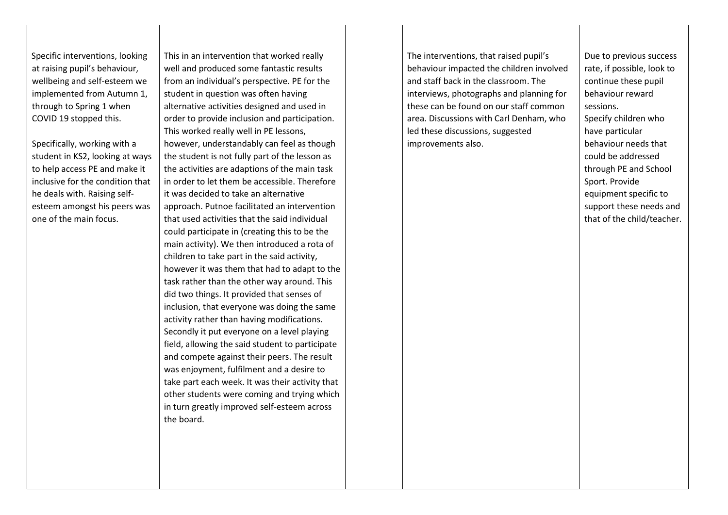| | | | | |
|---|---|---|---|---|
| Specific interventions, looking at raising pupil's behaviour, wellbeing and self-esteem we implemented from Autumn 1, through to Spring 1 when COVID 19 stopped this.<br><br>Specifically, working with a student in KS2, looking at ways to help access PE and make it inclusive for the condition that he deals with. Raising self-esteem amongst his peers was one of the main focus. | This in an intervention that worked really well and produced some fantastic results from an individual's perspective. PE for the student in question was often having alternative activities designed and used in order to provide inclusion and participation. This worked really well in PE lessons, however, understandably can feel as though the student is not fully part of the lesson as the activities are adaptions of the main task in order to let them be accessible. Therefore it was decided to take an alternative approach. Putnoe facilitated an intervention that used activities that the said individual could participate in (creating this to be the main activity). We then introduced a rota of children to take part in the said activity, however it was them that had to adapt to the task rather than the other way around. This did two things. It provided that senses of inclusion, that everyone was doing the same activity rather than having modifications. Secondly it put everyone on a level playing field, allowing the said student to participate and compete against their peers. The result was enjoyment, fulfilment and a desire to take part each week. It was their activity that other students were coming and trying which in turn greatly improved self-esteem across the board. | | The interventions, that raised pupil's behaviour impacted the children involved and staff back in the classroom. The interviews, photographs and planning for these can be found on our staff common area. Discussions with Carl Denham, who led these discussions, suggested improvements also. | Due to previous success rate, if possible, look to continue these pupil behaviour reward sessions.<br>Specify children who have particular behaviour needs that could be addressed through PE and School Sport. Provide equipment specific to support these needs and that of the child/teacher. |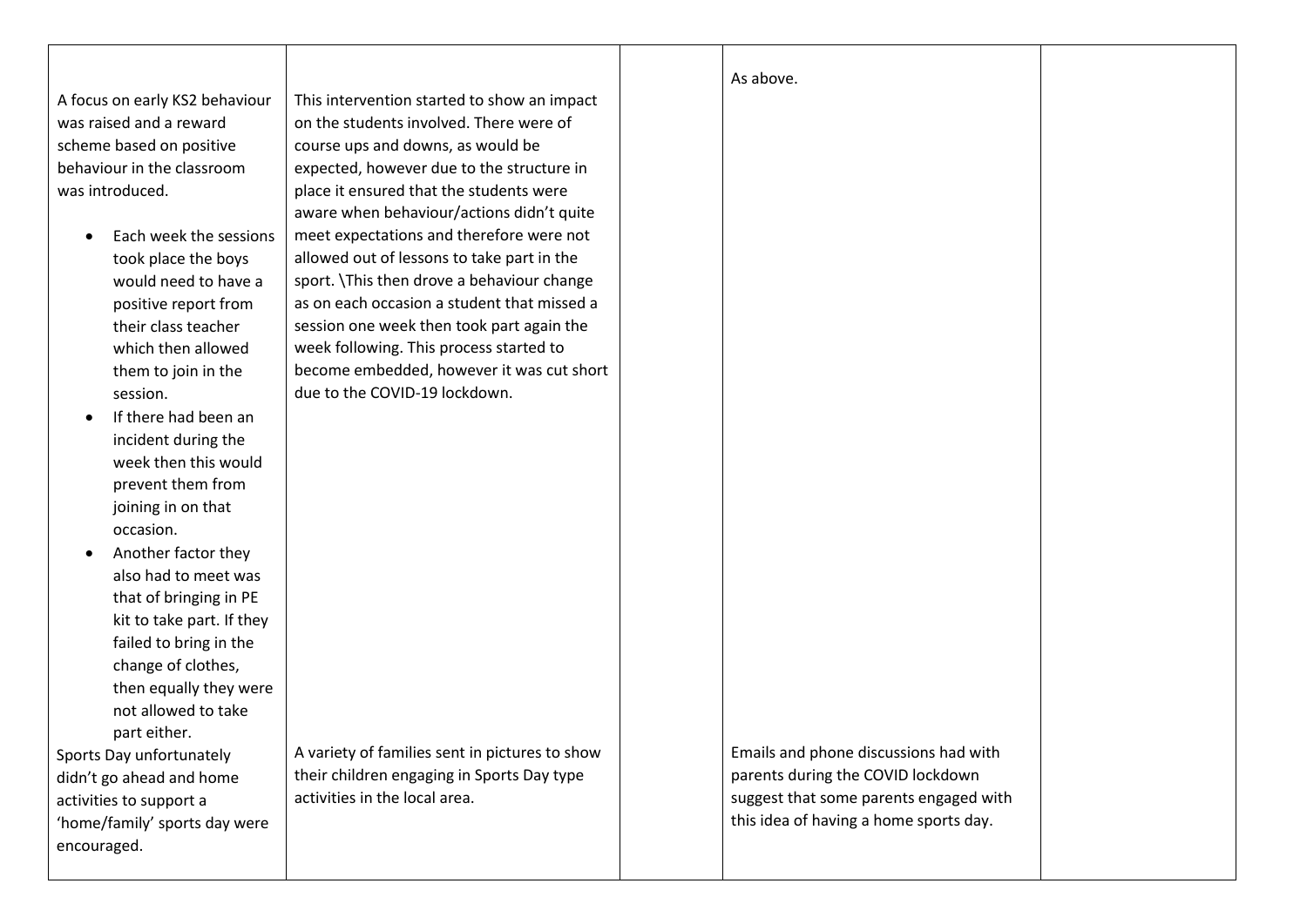| | | | | |
|---|---|---|---|---|
| A focus on early KS2 behaviour was raised and a reward scheme based on positive behaviour in the classroom was introduced.<br><br>• Each week the sessions took place the boys would need to have a positive report from their class teacher which then allowed them to join in the session.<br>• If there had been an incident during the week then this would prevent them from joining in on that occasion.<br>• Another factor they also had to meet was that of bringing in PE kit to take part. If they failed to bring in the change of clothes, then equally they were not allowed to take part either. | This intervention started to show an impact on the students involved. There were of course ups and downs, as would be expected, however due to the structure in place it ensured that the students were aware when behaviour/actions didn't quite meet expectations and therefore were not allowed out of lessons to take part in the sport. \This then drove a behaviour change as on each occasion a student that missed a session one week then took part again the week following. This process started to become embedded, however it was cut short due to the COVID-19 lockdown. | | As above. | |
| Sports Day unfortunately didn't go ahead and home activities to support a 'home/family' sports day were encouraged. | A variety of families sent in pictures to show their children engaging in Sports Day type activities in the local area. | | Emails and phone discussions had with parents during the COVID lockdown suggest that some parents engaged with this idea of having a home sports day. | |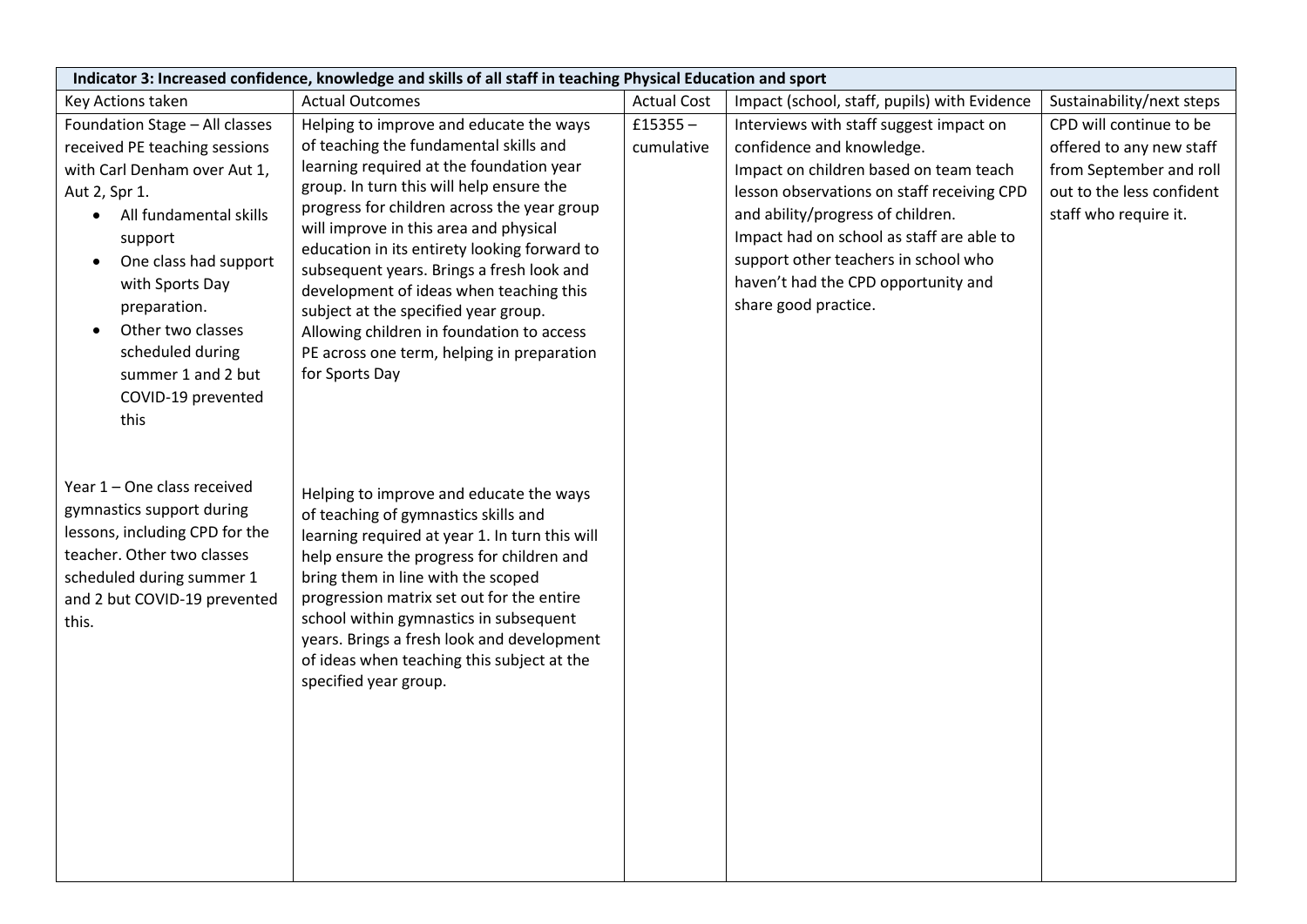| Indicator 3: Increased confidence, knowledge and skills of all staff in teaching Physical Education and sport | | | | |
|---|---|---|---|---|
| Key Actions taken | Actual Outcomes | Actual Cost | Impact (school, staff, pupils) with Evidence | Sustainability/next steps |
| Foundation Stage – All classes received PE teaching sessions with Carl Denham over Aut 1, Aut 2, Spr 1.<br>• All fundamental skills support<br>• One class had support with Sports Day preparation.<br>• Other two classes scheduled during summer 1 and 2 but COVID-19 prevented this<br><br>Year 1 – One class received gymnastics support during lessons, including CPD for the teacher. Other two classes scheduled during summer 1 and 2 but COVID-19 prevented this. | Helping to improve and educate the ways of teaching the fundamental skills and learning required at the foundation year group. In turn this will help ensure the progress for children across the year group will improve in this area and physical education in its entirety looking forward to subsequent years. Brings a fresh look and development of ideas when teaching this subject at the specified year group. Allowing children in foundation to access PE across one term, helping in preparation for Sports Day<br><br>Helping to improve and educate the ways of teaching of gymnastics skills and learning required at year 1. In turn this will help ensure the progress for children and bring them in line with the scoped progression matrix set out for the entire school within gymnastics in subsequent years. Brings a fresh look and development of ideas when teaching this subject at the specified year group. | £15355 – cumulative | Interviews with staff suggest impact on confidence and knowledge.<br>Impact on children based on team teach lesson observations on staff receiving CPD and ability/progress of children.<br>Impact had on school as staff are able to support other teachers in school who haven't had the CPD opportunity and share good practice. | CPD will continue to be offered to any new staff from September and roll out to the less confident staff who require it. |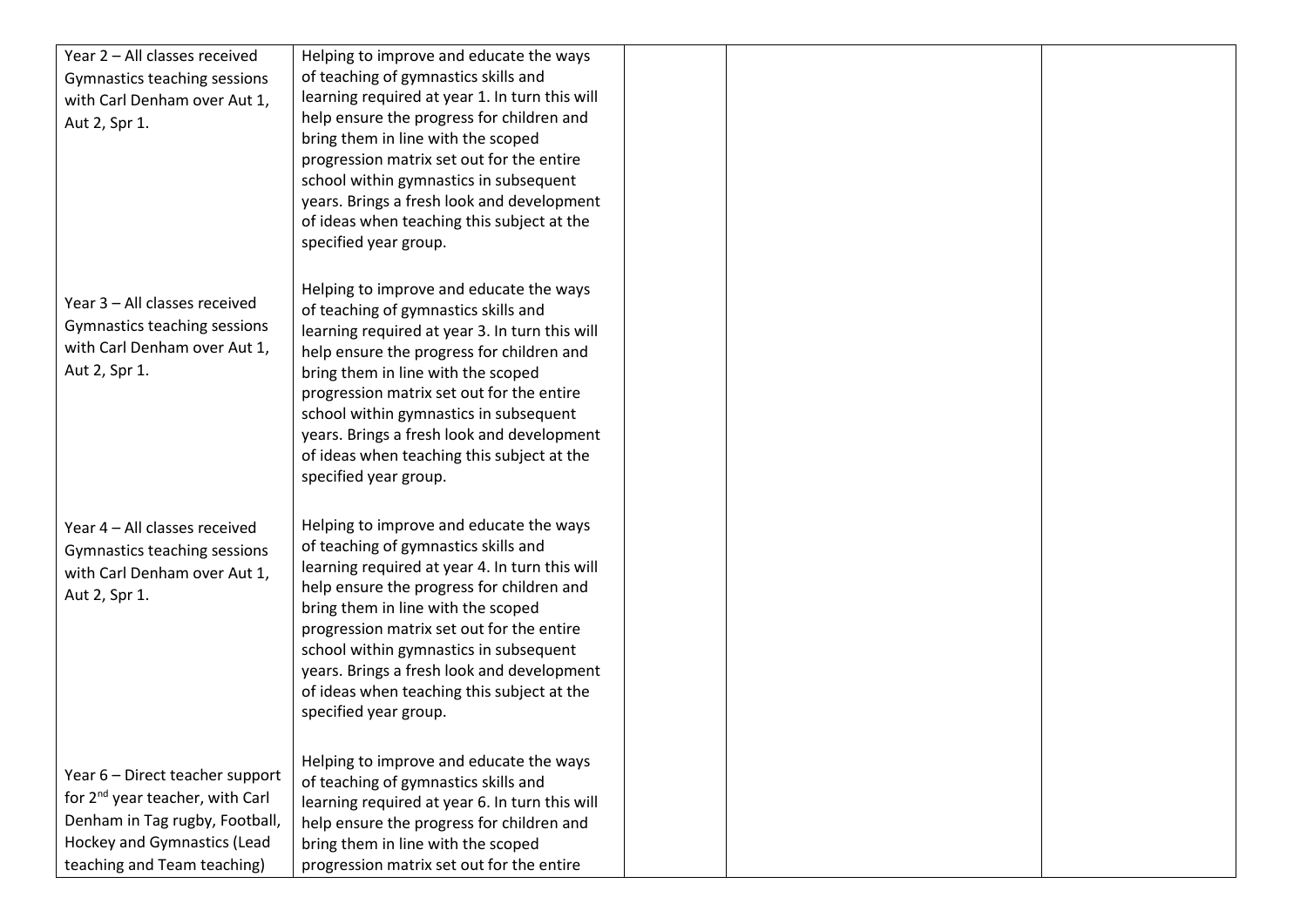| | | | | |
|---|---|---|---|---|
| Year 2 – All classes received Gymnastics teaching sessions with Carl Denham over Aut 1, Aut 2, Spr 1. | Helping to improve and educate the ways of teaching of gymnastics skills and learning required at year 1. In turn this will help ensure the progress for children and bring them in line with the scoped progression matrix set out for the entire school within gymnastics in subsequent years. Brings a fresh look and development of ideas when teaching this subject at the specified year group. | | | |
| Year 3 – All classes received Gymnastics teaching sessions with Carl Denham over Aut 1, Aut 2, Spr 1. | Helping to improve and educate the ways of teaching of gymnastics skills and learning required at year 3. In turn this will help ensure the progress for children and bring them in line with the scoped progression matrix set out for the entire school within gymnastics in subsequent years. Brings a fresh look and development of ideas when teaching this subject at the specified year group. | | | |
| Year 4 – All classes received Gymnastics teaching sessions with Carl Denham over Aut 1, Aut 2, Spr 1. | Helping to improve and educate the ways of teaching of gymnastics skills and learning required at year 4. In turn this will help ensure the progress for children and bring them in line with the scoped progression matrix set out for the entire school within gymnastics in subsequent years. Brings a fresh look and development of ideas when teaching this subject at the specified year group. | | | |
| Year 6 – Direct teacher support for 2nd year teacher, with Carl Denham in Tag rugby, Football, Hockey and Gymnastics (Lead teaching and Team teaching) | Helping to improve and educate the ways of teaching of gymnastics skills and learning required at year 6. In turn this will help ensure the progress for children and bring them in line with the scoped progression matrix set out for the entire | | | |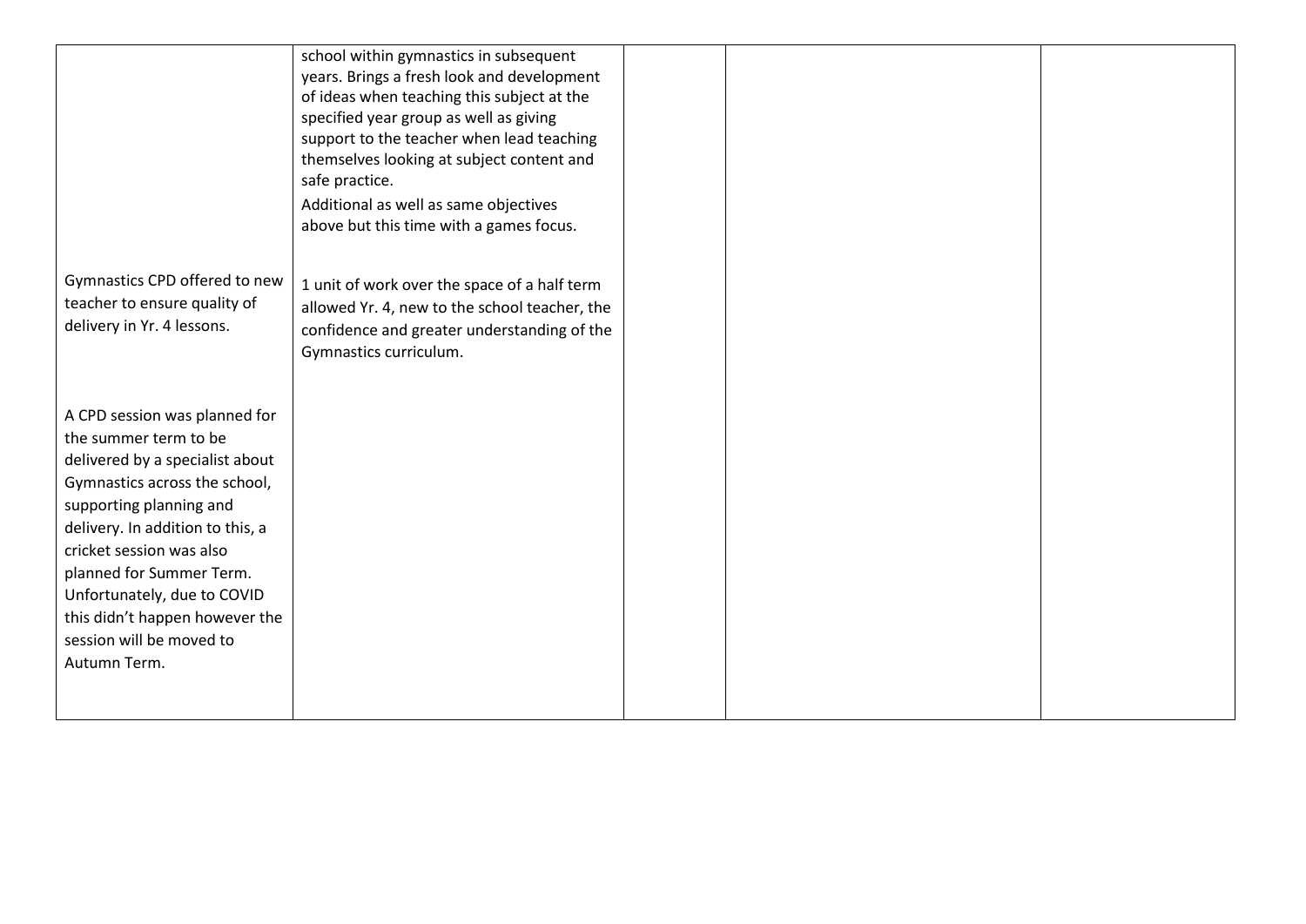| | | | | |
|---|---|---|---|---|
| | school within gymnastics in subsequent years. Brings a fresh look and development of ideas when teaching this subject at the specified year group as well as giving support to the teacher when lead teaching themselves looking at subject content and safe practice.<br>Additional as well as same objectives above but this time with a games focus. | | | |
| Gymnastics CPD offered to new teacher to ensure quality of delivery in Yr. 4 lessons. | 1 unit of work over the space of a half term allowed Yr. 4, new to the school teacher, the confidence and greater understanding of the Gymnastics curriculum. | | | |
| A CPD session was planned for the summer term to be delivered by a specialist about Gymnastics across the school, supporting planning and delivery. In addition to this, a cricket session was also planned for Summer Term. Unfortunately, due to COVID this didn't happen however the session will be moved to Autumn Term. | | | | |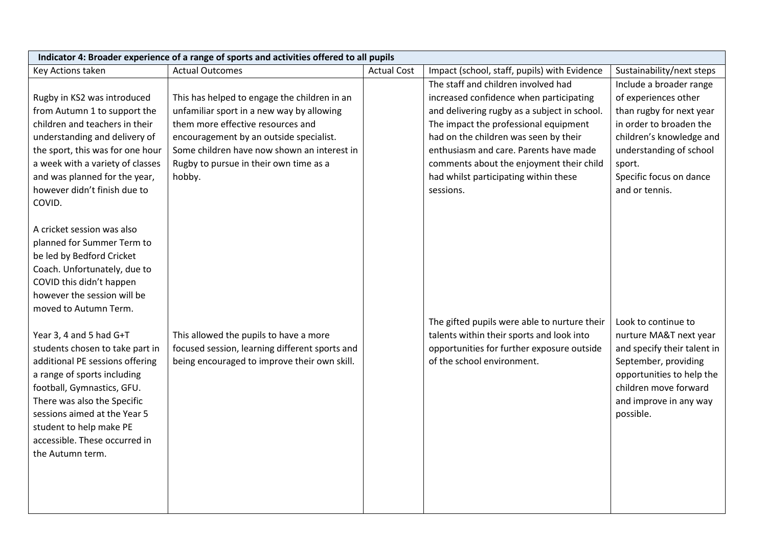| Indicator 4: Broader experience of a range of sports and activities offered to all pupils | | | | |
|---|---|---|---|---|
| Key Actions taken | Actual Outcomes | Actual Cost | Impact (school, staff, pupils) with Evidence | Sustainability/next steps |
| Rugby in KS2 was introduced from Autumn 1 to support the children and teachers in their understanding and delivery of the sport, this was for one hour a week with a variety of classes and was planned for the year, however didn't finish due to COVID.<br><br>A cricket session was also planned for Summer Term to be led by Bedford Cricket Coach. Unfortunately, due to COVID this didn't happen however the session will be moved to Autumn Term. | This has helped to engage the children in an unfamiliar sport in a new way by allowing them more effective resources and encouragement by an outside specialist. Some children have now shown an interest in Rugby to pursue in their own time as a hobby. | | The staff and children involved had increased confidence when participating and delivering rugby as a subject in school. The impact the professional equipment had on the children was seen by their enthusiasm and care. Parents have made comments about the enjoyment their child had whilst participating within these sessions. | Include a broader range of experiences other than rugby for next year in order to broaden the children's knowledge and understanding of school sport.<br>Specific focus on dance and or tennis. |
| Year 3, 4 and 5 had G+T students chosen to take part in additional PE sessions offering a range of sports including football, Gymnastics, GFU. There was also the Specific sessions aimed at the Year 5 student to help make PE accessible. These occurred in the Autumn term. | This allowed the pupils to have a more focused session, learning different sports and being encouraged to improve their own skill. | | The gifted pupils were able to nurture their talents within their sports and look into opportunities for further exposure outside of the school environment. | Look to continue to nurture MA&T next year and specify their talent in September, providing opportunities to help the children move forward and improve in any way possible. |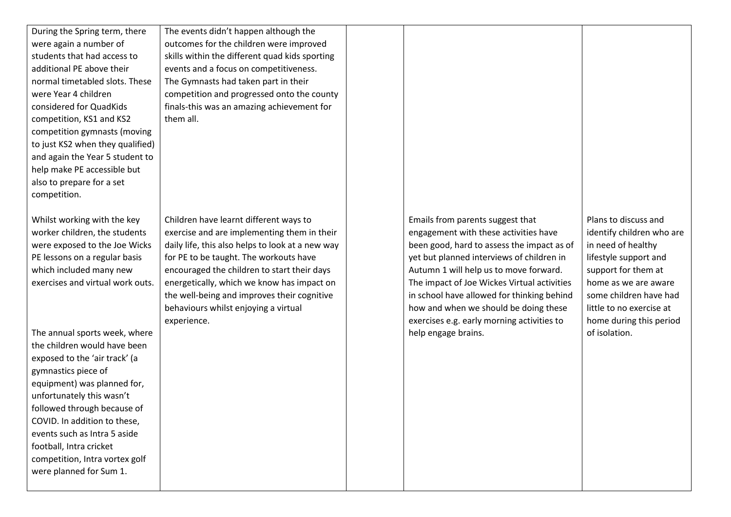| | | | | |
|---|---|---|---|---|
| During the Spring term, there were again a number of students that had access to additional PE above their normal timetabled slots. These were Year 4 children considered for QuadKids competition, KS1 and KS2 competition gymnasts (moving to just KS2 when they qualified) and again the Year 5 student to help make PE accessible but also to prepare for a set competition. | The events didn't happen although the outcomes for the children were improved skills within the different quad kids sporting events and a focus on competitiveness. The Gymnasts had taken part in their competition and progressed onto the county finals-this was an amazing achievement for them all. | | | |
| Whilst working with the key worker children, the students were exposed to the Joe Wicks PE lessons on a regular basis which included many new exercises and virtual work outs.<br><br>The annual sports week, where the children would have been exposed to the 'air track' (a gymnastics piece of equipment) was planned for, unfortunately this wasn't followed through because of COVID. In addition to these, events such as Intra 5 aside football, Intra cricket competition, Intra vortex golf were planned for Sum 1. | Children have learnt different ways to exercise and are implementing them in their daily life, this also helps to look at a new way for PE to be taught. The workouts have encouraged the children to start their days energetically, which we know has impact on the well-being and improves their cognitive behaviours whilst enjoying a virtual experience. | | Emails from parents suggest that engagement with these activities have been good, hard to assess the impact as of yet but planned interviews of children in Autumn 1 will help us to move forward. The impact of Joe Wickes Virtual activities in school have allowed for thinking behind how and when we should be doing these exercises e.g. early morning activities to help engage brains. | Plans to discuss and identify children who are in need of healthy lifestyle support and support for them at home as we are aware some children have had little to no exercise at home during this period of isolation. |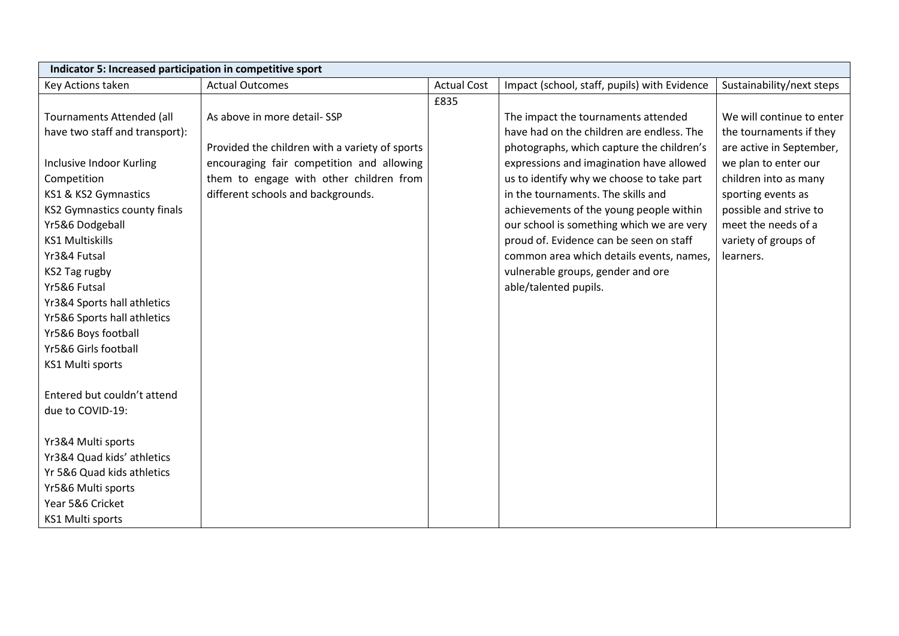| Indicator 5: Increased participation in competitive sport | | | | |
|---|---|---|---|---|
| Key Actions taken | Actual Outcomes | Actual Cost | Impact (school, staff, pupils) with Evidence | Sustainability/next steps |
| Tournaments Attended (all have two staff and transport):<br><br>Inclusive Indoor Kurling Competition<br>KS1 & KS2 Gymnastics<br>KS2 Gymnastics county finals<br>Yr5&6 Dodgeball<br>KS1 Multiskills<br>Yr3&4 Futsal<br>KS2 Tag rugby<br>Yr5&6 Futsal<br>Yr3&4 Sports hall athletics<br>Yr5&6 Sports hall athletics<br>Yr5&6 Boys football<br>Yr5&6 Girls football<br>KS1 Multi sports<br><br>Entered but couldn't attend due to COVID-19:<br><br>Yr3&4 Multi sports<br>Yr3&4 Quad kids' athletics<br>Yr 5&6 Quad kids athletics<br>Yr5&6 Multi sports<br>Year 5&6 Cricket<br>KS1 Multi sports | As above in more detail- SSP<br><br>Provided the children with a variety of sports encouraging fair competition and allowing them to engage with other children from different schools and backgrounds. | £835 | The impact the tournaments attended have had on the children are endless. The photographs, which capture the children's expressions and imagination have allowed us to identify why we choose to take part in the tournaments. The skills and achievements of the young people within our school is something which we are very proud of. Evidence can be seen on staff common area which details events, names, vulnerable groups, gender and ore able/talented pupils. | We will continue to enter the tournaments if they are active in September, we plan to enter our children into as many sporting events as possible and strive to meet the needs of a variety of groups of learners. |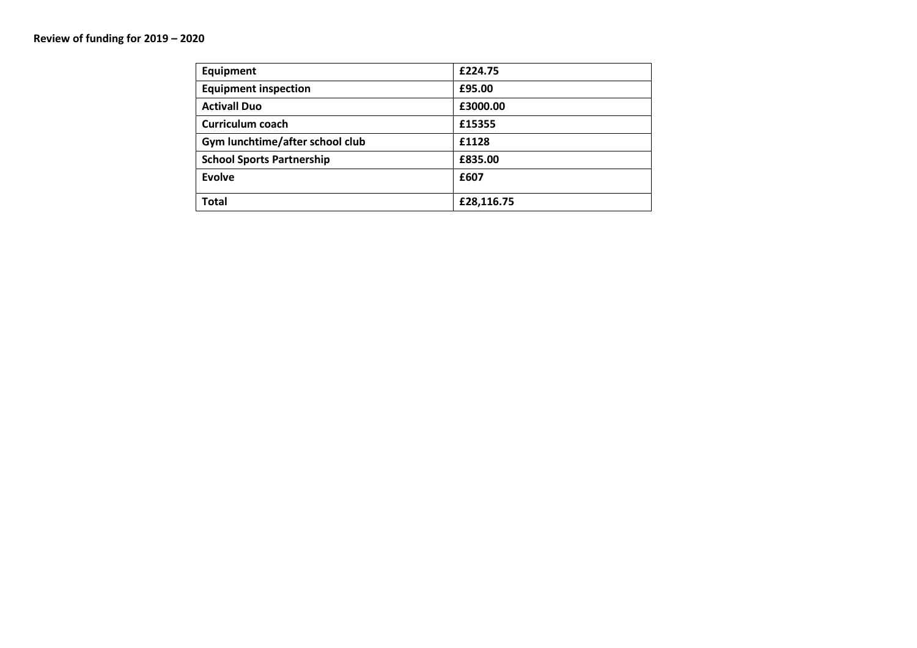**Review of funding for 2019 – 2020**

| | |
|---|---|
| **Equipment** | **£224.75** |
| **Equipment inspection** | **£95.00** |
| **Activall Duo** | **£3000.00** |
| **Curriculum coach** | **£15355** |
| **Gym lunchtime/after school club** | **£1128** |
| **School Sports Partnership** | **£835.00** |
| **Evolve** | **£607** |
| **Total** | **£28,116.75** |